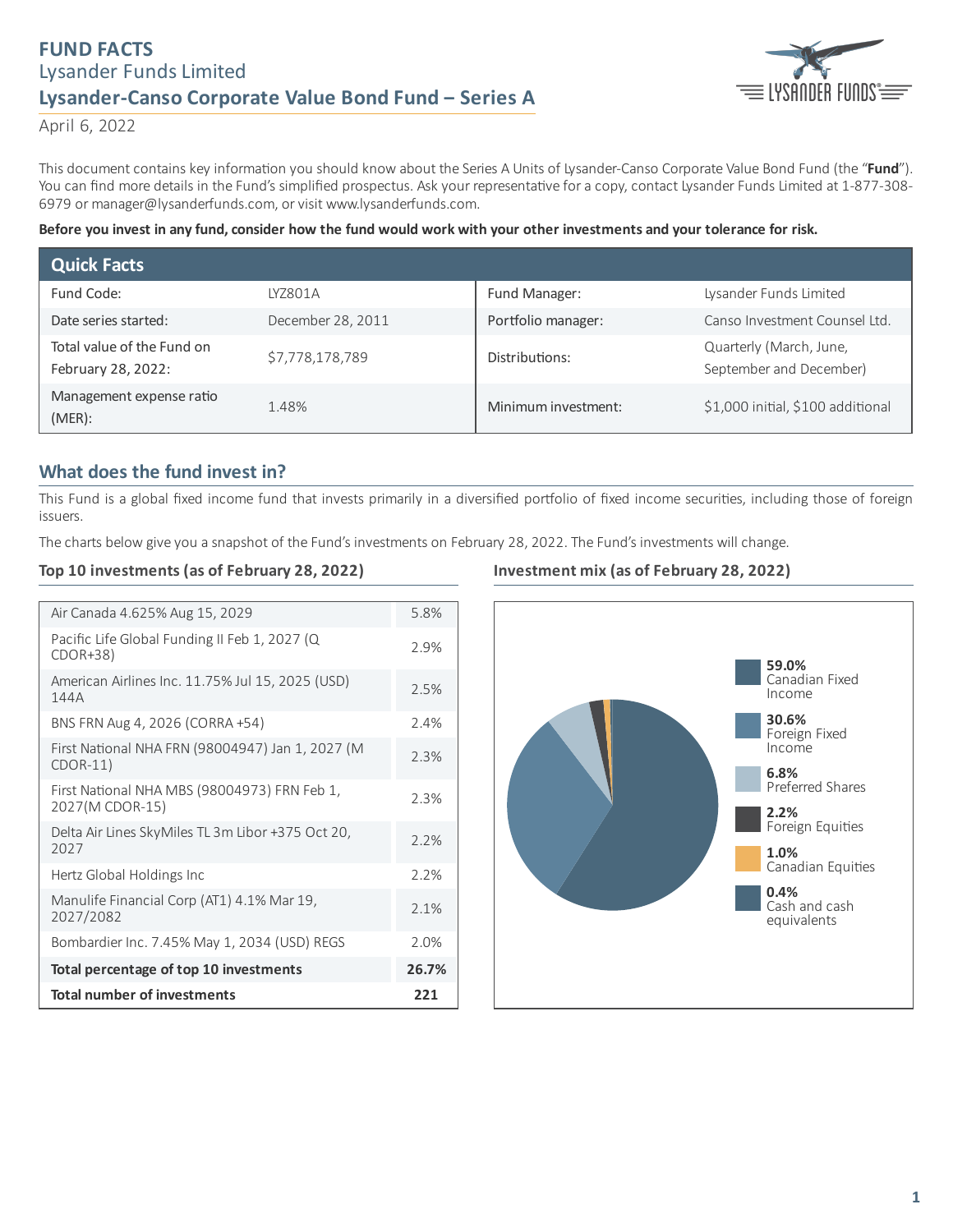# FUND FACTS

Lysander Funds Limited

## Lysander-Canso Corporate Value Bond Fund – Series A

April 6, 2022

This document contains key information you should know about the Series A Units of Lysander-Canso Corporate Value Bond Fund (the "**Fund**"). You can find more details in the Fund's simplified prospectus. Ask your representative for a copy, contact Lysander Funds Limited at 1-877-308-6979 or manager@lysanderfunds.com, or visit www.lysanderfunds.com.

**Before you invest in any fund, consider how the fund would work with your other investments and your tolerance for risk.**

## Quick Facts

| | | | |
|---|---|---|---|
| Fund Code: | LYZ801A | Fund Manager: | Lysander Funds Limited |
| Date series started: | December 28, 2011 | Portfolio manager: | Canso Investment Counsel Ltd. |
| Total value of the Fund on February 28, 2022: | $7,778,178,789 | Distributions: | Quarterly (March, June, September and December) |
| Management expense ratio (MER): | 1.48% | Minimum investment: | $1,000 initial, $100 additional |

## What does the fund invest in?

This Fund is a global fixed income fund that invests primarily in a diversified portfolio of fixed income securities, including those of foreign issuers.

The charts below give you a snapshot of the Fund's investments on February 28, 2022. The Fund's investments will change.

### Top 10 investments (as of February 28, 2022)

| Investment | % |
|---|---|
| Air Canada 4.625% Aug 15, 2029 | 5.8% |
| Pacific Life Global Funding II Feb 1, 2027 (Q CDOR+38) | 2.9% |
| American Airlines Inc. 11.75% Jul 15, 2025 (USD) 144A | 2.5% |
| BNS FRN Aug 4, 2026 (CORRA +54) | 2.4% |
| First National NHA FRN (98004947) Jan 1, 2027 (M CDOR-11) | 2.3% |
| First National NHA MBS (98004973) FRN Feb 1, 2027(M CDOR-15) | 2.3% |
| Delta Air Lines SkyMiles TL 3m Libor +375 Oct 20, 2027 | 2.2% |
| Hertz Global Holdings Inc | 2.2% |
| Manulife Financial Corp (AT1) 4.1% Mar 19, 2027/2082 | 2.1% |
| Bombardier Inc. 7.45% May 1, 2034 (USD) REGS | 2.0% |
| **Total percentage of top 10 investments** | **26.7%** |
| **Total number of investments** | **221** |

### Investment mix (as of February 28, 2022)

| Asset class | % |
|---|---|
| Canadian Fixed Income | 59.0% |
| Foreign Fixed Income | 30.6% |
| Preferred Shares | 6.8% |
| Foreign Equities | 2.2% |
| Canadian Equities | 1.0% |
| Cash and cash equivalents | 0.4% |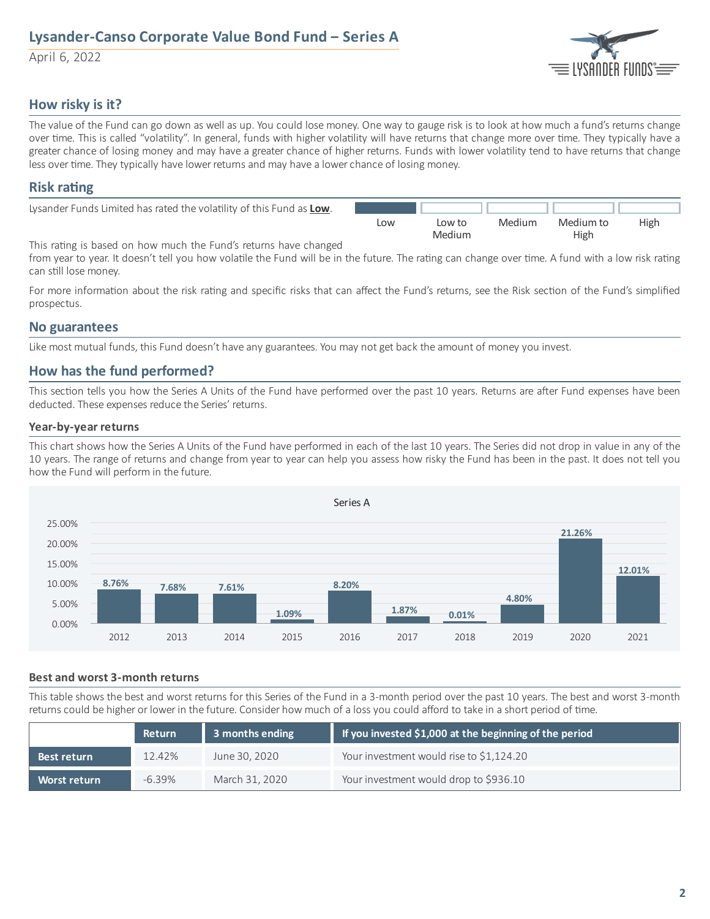# Lysander-Canso Corporate Value Bond Fund – Series A

April 6, 2022

## How risky is it?

The value of the Fund can go down as well as up. You could lose money. One way to gauge risk is to look at how much a fund's returns change over time. This is called "volatility". In general, funds with higher volatility will have returns that change more over time. They typically have a greater chance of losing money and may have a greater chance of higher returns. Funds with lower volatility tend to have returns that change less over time. They typically have lower returns and may have a lower chance of losing money.

## Risk rating

Lysander Funds Limited has rated the volatility of this Fund as **Low**.

| **Low** | Low to Medium | Medium | Medium to High | High |
|---|---|---|---|---|

This rating is based on how much the Fund's returns have changed from year to year. It doesn't tell you how volatile the Fund will be in the future. The rating can change over time. A fund with a low risk rating can still lose money.

For more information about the risk rating and specific risks that can affect the Fund's returns, see the Risk section of the Fund's simplified prospectus.

## No guarantees

Like most mutual funds, this Fund doesn't have any guarantees. You may not get back the amount of money you invest.

## How has the fund performed?

This section tells you how the Series A Units of the Fund have performed over the past 10 years. Returns are after Fund expenses have been deducted. These expenses reduce the Series' returns.

### Year-by-year returns

This chart shows how the Series A Units of the Fund have performed in each of the last 10 years. The Series did not drop in value in any of the 10 years. The range of returns and change from year to year can help you assess how risky the Fund has been in the past. It does not tell you how the Fund will perform in the future.

Series A

| Year | Return |
|---|---|
| 2012 | 8.76% |
| 2013 | 7.68% |
| 2014 | 7.61% |
| 2015 | 1.09% |
| 2016 | 8.20% |
| 2017 | 1.87% |
| 2018 | 0.01% |
| 2019 | 4.80% |
| 2020 | 21.26% |
| 2021 | 12.01% |

### Best and worst 3-month returns

This table shows the best and worst returns for this Series of the Fund in a 3-month period over the past 10 years. The best and worst 3-month returns could be higher or lower in the future. Consider how much of a loss you could afford to take in a short period of time.

| | Return | 3 months ending | If you invested $1,000 at the beginning of the period |
|---|---|---|---|
| **Best return** | 12.42% | June 30, 2020 | Your investment would rise to $1,124.20 |
| **Worst return** | -6.39% | March 31, 2020 | Your investment would drop to $936.10 |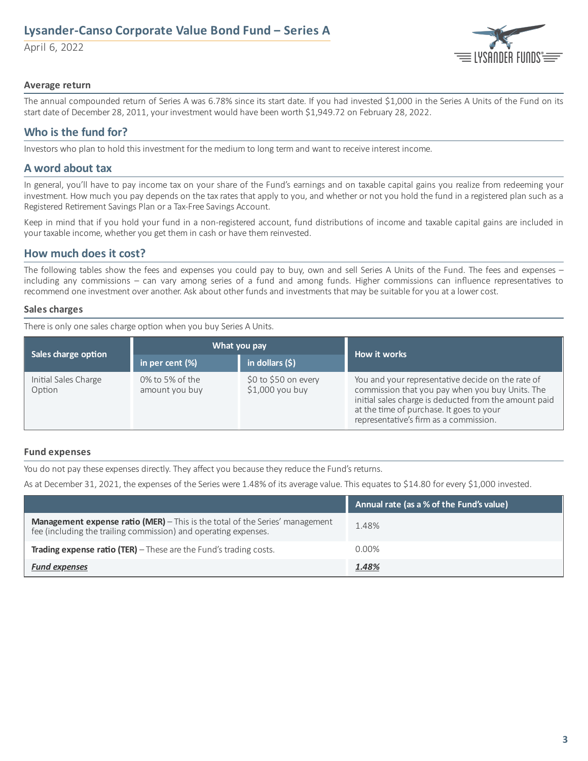### Average return

The annual compounded return of Series A was 6.78% since its start date. If you had invested $1,000 in the Series A Units of the Fund on its start date of December 28, 2011, your investment would have been worth $1,949.72 on February 28, 2022.

## Who is the fund for?

Investors who plan to hold this investment for the medium to long term and want to receive interest income.

## A word about tax

In general, you'll have to pay income tax on your share of the Fund's earnings and on taxable capital gains you realize from redeeming your investment. How much you pay depends on the tax rates that apply to you, and whether or not you hold the fund in a registered plan such as a Registered Retirement Savings Plan or a Tax-Free Savings Account.

Keep in mind that if you hold your fund in a non-registered account, fund distributions of income and taxable capital gains are included in your taxable income, whether you get them in cash or have them reinvested.

## How much does it cost?

The following tables show the fees and expenses you could pay to buy, own and sell Series A Units of the Fund. The fees and expenses – including any commissions – can vary among series of a fund and among funds. Higher commissions can influence representatives to recommend one investment over another. Ask about other funds and investments that may be suitable for you at a lower cost.

### Sales charges

There is only one sales charge option when you buy Series A Units.

| Sales charge option | What you pay | | How it works |
|---|---|---|---|
| | in per cent (%) | in dollars ($) | |
| Initial Sales Charge Option | 0% to 5% of the amount you buy | $0 to $50 on every $1,000 you buy | You and your representative decide on the rate of commission that you pay when you buy Units. The initial sales charge is deducted from the amount paid at the time of purchase. It goes to your representative's firm as a commission. |

### Fund expenses

You do not pay these expenses directly. They affect you because they reduce the Fund's returns.

As at December 31, 2021, the expenses of the Series were 1.48% of its average value. This equates to $14.80 for every $1,000 invested.

| | Annual rate (as a % of the Fund's value) |
|---|---|
| **Management expense ratio (MER)** – This is the total of the Series' management fee (including the trailing commission) and operating expenses. | 1.48% |
| **Trading expense ratio (TER)** – These are the Fund's trading costs. | 0.00% |
| ***Fund expenses*** | ***1.48%*** |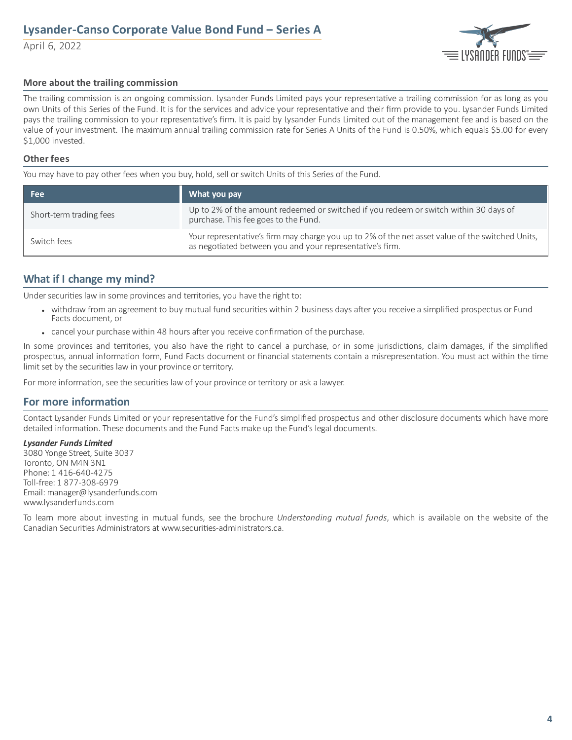### More about the trailing commission

The trailing commission is an ongoing commission. Lysander Funds Limited pays your representative a trailing commission for as long as you own Units of this Series of the Fund. It is for the services and advice your representative and their firm provide to you. Lysander Funds Limited pays the trailing commission to your representative's firm. It is paid by Lysander Funds Limited out of the management fee and is based on the value of your investment. The maximum annual trailing commission rate for Series A Units of the Fund is 0.50%, which equals $5.00 for every $1,000 invested.

### Other fees

You may have to pay other fees when you buy, hold, sell or switch Units of this Series of the Fund.

| Fee | What you pay |
|---|---|
| Short-term trading fees | Up to 2% of the amount redeemed or switched if you redeem or switch within 30 days of purchase. This fee goes to the Fund. |
| Switch fees | Your representative's firm may charge you up to 2% of the net asset value of the switched Units, as negotiated between you and your representative's firm. |

## What if I change my mind?

Under securities law in some provinces and territories, you have the right to:

- withdraw from an agreement to buy mutual fund securities within 2 business days after you receive a simplified prospectus or Fund Facts document, or
- cancel your purchase within 48 hours after you receive confirmation of the purchase.

In some provinces and territories, you also have the right to cancel a purchase, or in some jurisdictions, claim damages, if the simplified prospectus, annual information form, Fund Facts document or financial statements contain a misrepresentation. You must act within the time limit set by the securities law in your province or territory.

For more information, see the securities law of your province or territory or ask a lawyer.

## For more information

Contact Lysander Funds Limited or your representative for the Fund's simplified prospectus and other disclosure documents which have more detailed information. These documents and the Fund Facts make up the Fund's legal documents.

***Lysander Funds Limited***
3080 Yonge Street, Suite 3037
Toronto, ON M4N 3N1
Phone: 1 416-640-4275
Toll-free: 1 877-308-6979
Email: manager@lysanderfunds.com
www.lysanderfunds.com

To learn more about investing in mutual funds, see the brochure *Understanding mutual funds*, which is available on the website of the Canadian Securities Administrators at www.securities-administrators.ca.